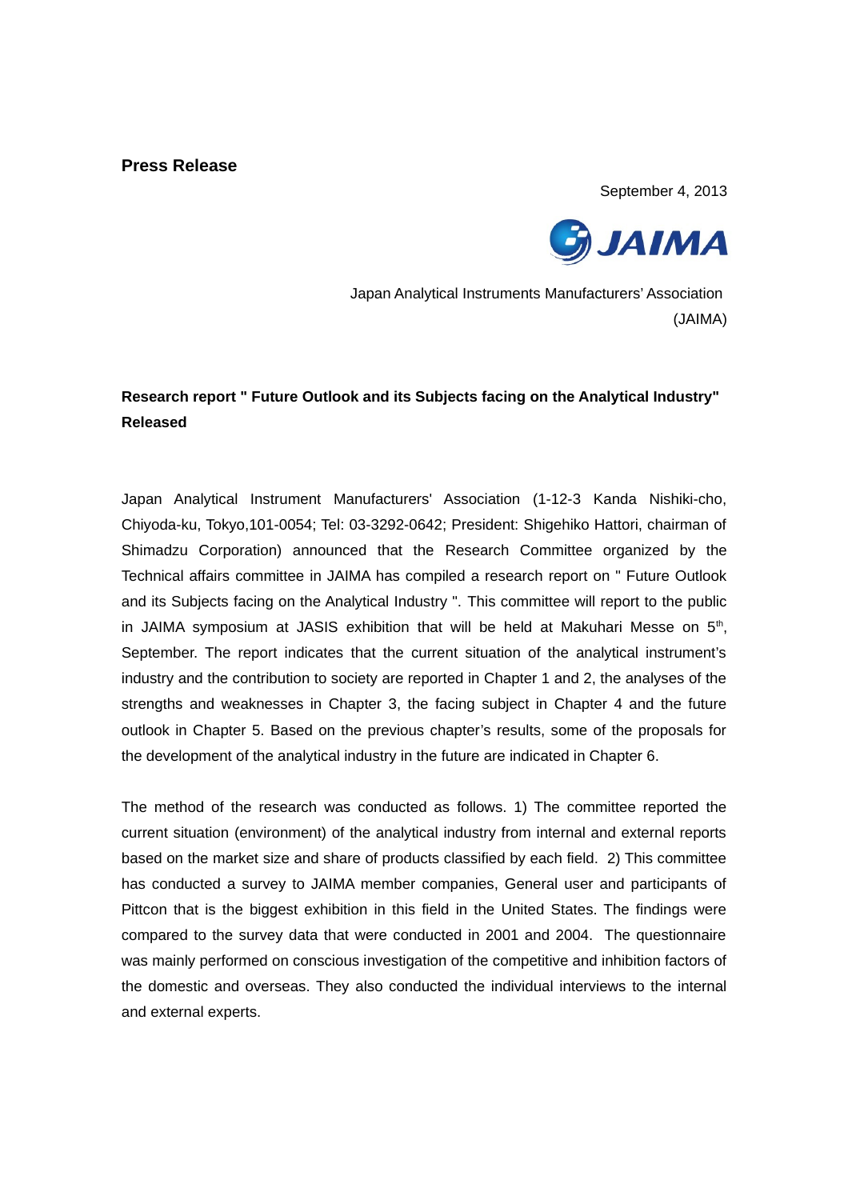**Press Release**

September 4, 2013

JAIMA

Japan Analytical Instruments Manufacturers' Association
(JAIMA)

**Research report " Future Outlook and its Subjects facing on the Analytical Industry" Released**

Japan Analytical Instrument Manufacturers' Association (1-12-3 Kanda Nishiki-cho, Chiyoda-ku, Tokyo,101-0054; Tel: 03-3292-0642; President: Shigehiko Hattori, chairman of Shimadzu Corporation) announced that the Research Committee organized by the Technical affairs committee in JAIMA has compiled a research report on " Future Outlook and its Subjects facing on the Analytical Industry ". This committee will report to the public in JAIMA symposium at JASIS exhibition that will be held at Makuhari Messe on $5^{th}$, September. The report indicates that the current situation of the analytical instrument's industry and the contribution to society are reported in Chapter 1 and 2, the analyses of the strengths and weaknesses in Chapter 3, the facing subject in Chapter 4 and the future outlook in Chapter 5. Based on the previous chapter's results, some of the proposals for the development of the analytical industry in the future are indicated in Chapter 6.

The method of the research was conducted as follows. 1) The committee reported the current situation (environment) of the analytical industry from internal and external reports based on the market size and share of products classified by each field. 2) This committee has conducted a survey to JAIMA member companies, General user and participants of Pittcon that is the biggest exhibition in this field in the United States. The findings were compared to the survey data that were conducted in 2001 and 2004. The questionnaire was mainly performed on conscious investigation of the competitive and inhibition factors of the domestic and overseas. They also conducted the individual interviews to the internal and external experts.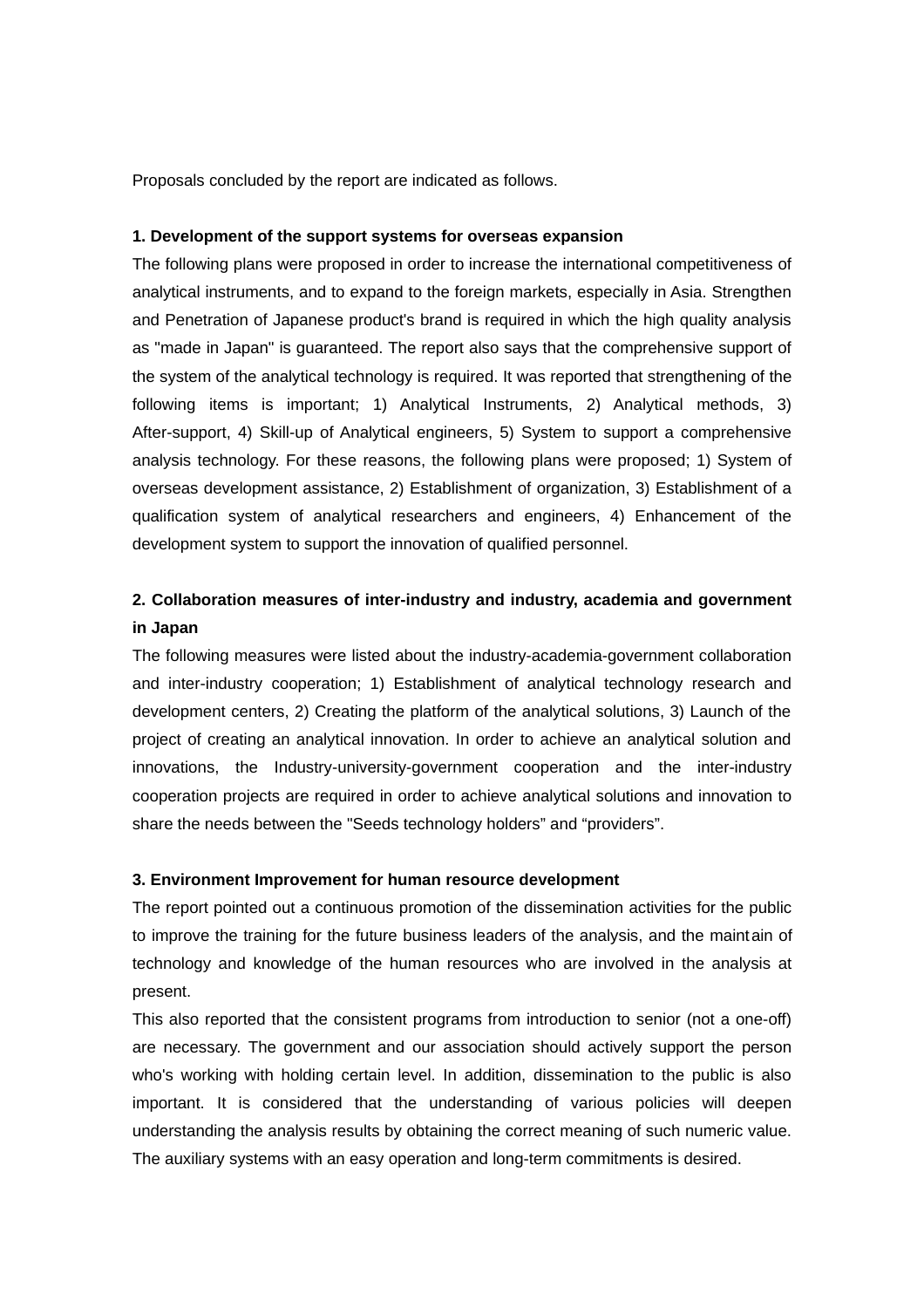Proposals concluded by the report are indicated as follows.

**1. Development of the support systems for overseas expansion**

The following plans were proposed in order to increase the international competitiveness of analytical instruments, and to expand to the foreign markets, especially in Asia. Strengthen and Penetration of Japanese product's brand is required in which the high quality analysis as "made in Japan" is guaranteed. The report also says that the comprehensive support of the system of the analytical technology is required. It was reported that strengthening of the following items is important; 1) Analytical Instruments, 2) Analytical methods, 3) After-support, 4) Skill-up of Analytical engineers, 5) System to support a comprehensive analysis technology. For these reasons, the following plans were proposed; 1) System of overseas development assistance, 2) Establishment of organization, 3) Establishment of a qualification system of analytical researchers and engineers, 4) Enhancement of the development system to support the innovation of qualified personnel.

**2. Collaboration measures of inter-industry and industry, academia and government in Japan**

The following measures were listed about the industry-academia-government collaboration and inter-industry cooperation; 1) Establishment of analytical technology research and development centers, 2) Creating the platform of the analytical solutions, 3) Launch of the project of creating an analytical innovation. In order to achieve an analytical solution and innovations, the Industry-university-government cooperation and the inter-industry cooperation projects are required in order to achieve analytical solutions and innovation to share the needs between the "Seeds technology holders" and "providers".

**3. Environment Improvement for human resource development**

The report pointed out a continuous promotion of the dissemination activities for the public to improve the training for the future business leaders of the analysis, and the maintain of technology and knowledge of the human resources who are involved in the analysis at present.

This also reported that the consistent programs from introduction to senior (not a one-off) are necessary. The government and our association should actively support the person who's working with holding certain level. In addition, dissemination to the public is also important. It is considered that the understanding of various policies will deepen understanding the analysis results by obtaining the correct meaning of such numeric value. The auxiliary systems with an easy operation and long-term commitments is desired.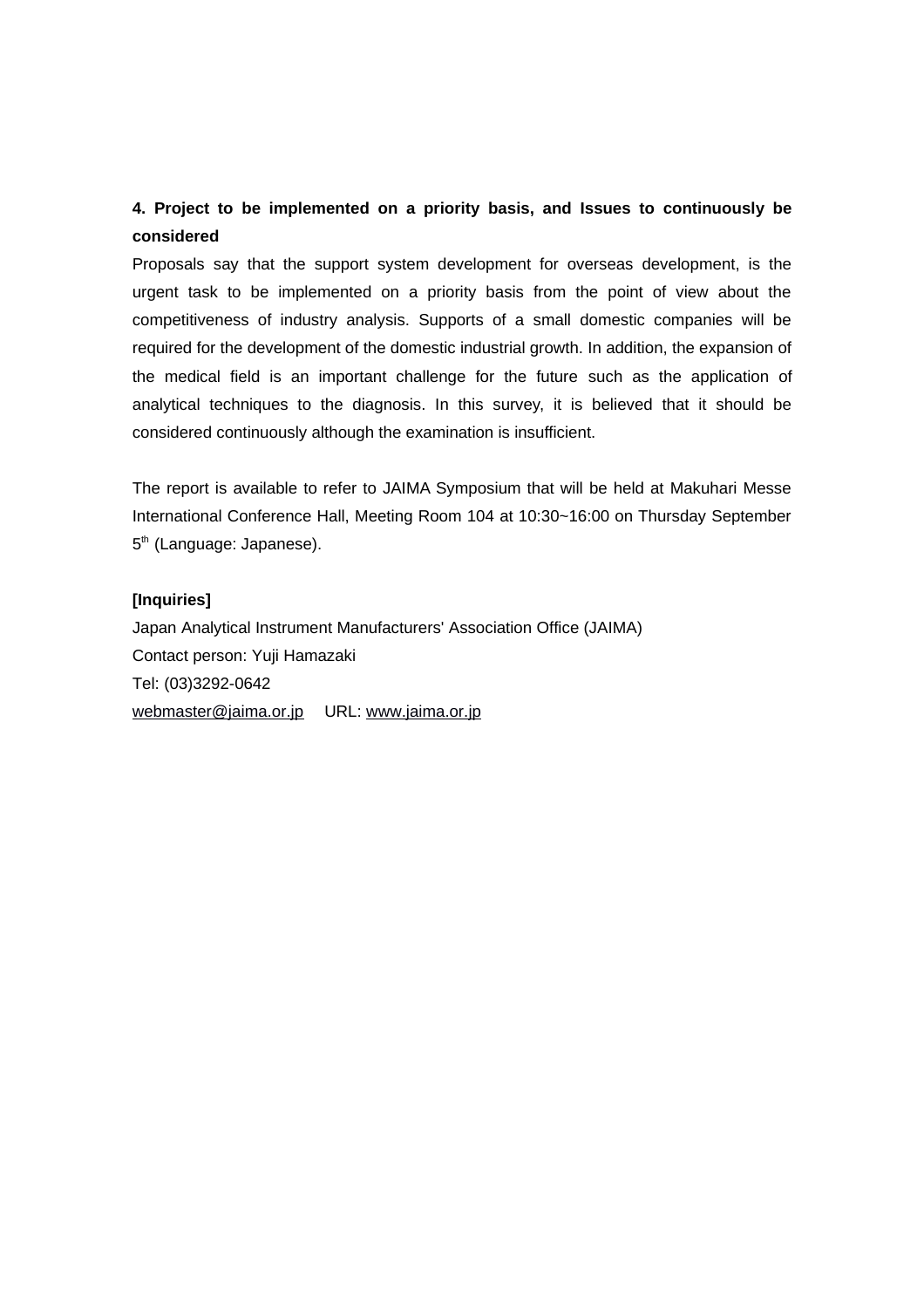**4. Project to be implemented on a priority basis, and Issues to continuously be considered**

Proposals say that the support system development for overseas development, is the urgent task to be implemented on a priority basis from the point of view about the competitiveness of industry analysis. Supports of a small domestic companies will be required for the development of the domestic industrial growth. In addition, the expansion of the medical field is an important challenge for the future such as the application of analytical techniques to the diagnosis. In this survey, it is believed that it should be considered continuously although the examination is insufficient.

The report is available to refer to JAIMA Symposium that will be held at Makuhari Messe International Conference Hall, Meeting Room 104 at 10:30~16:00 on Thursday September 5th (Language: Japanese).

**[Inquiries]**

Japan Analytical Instrument Manufacturers' Association Office (JAIMA)
Contact person: Yuji Hamazaki
Tel: (03)3292-0642
webmaster@jaima.or.jp URL: www.jaima.or.jp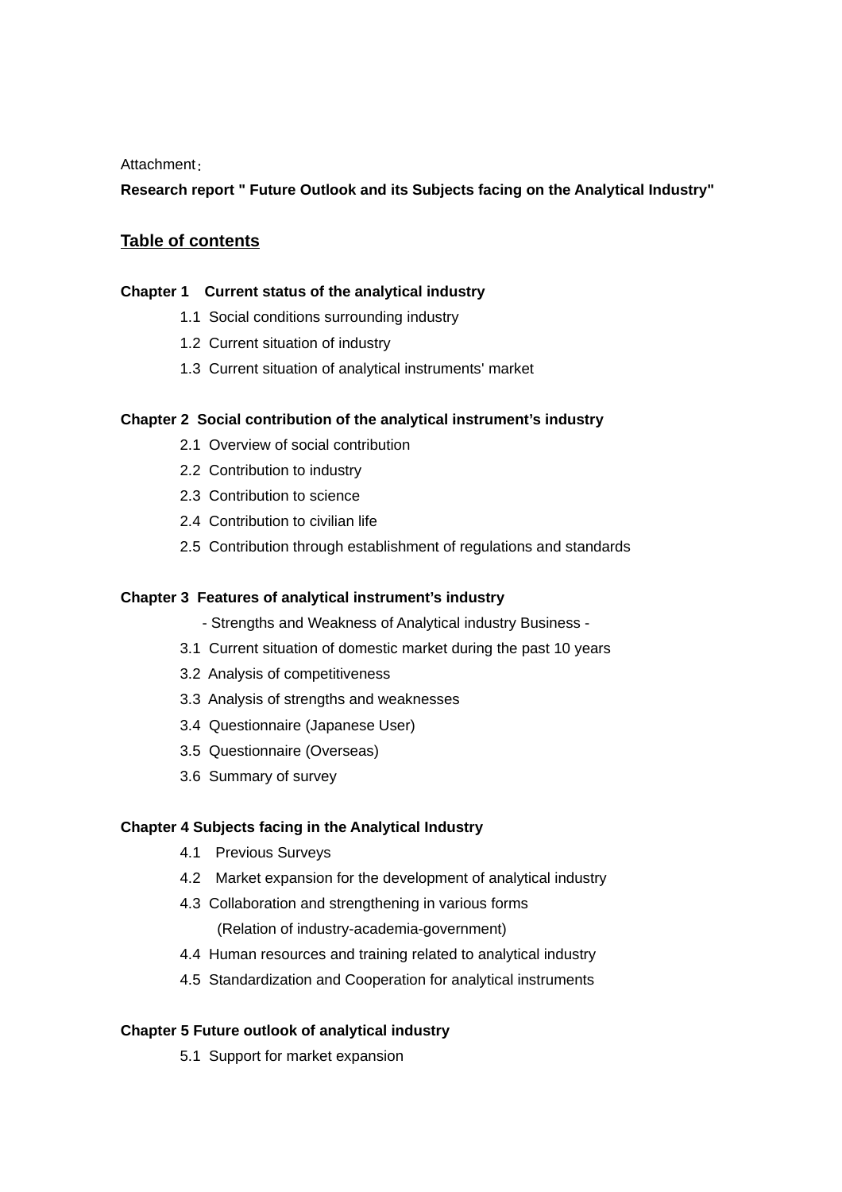Attachment：

**Research report " Future Outlook and its Subjects facing on the Analytical Industry"**

## Table of contents

**Chapter 1　Current status of the analytical industry**

- 1.1 Social conditions surrounding industry
- 1.2 Current situation of industry
- 1.3 Current situation of analytical instruments' market

**Chapter 2 Social contribution of the analytical instrument's industry**

- 2.1 Overview of social contribution
- 2.2 Contribution to industry
- 2.3 Contribution to science
- 2.4 Contribution to civilian life
- 2.5 Contribution through establishment of regulations and standards

**Chapter 3 Features of analytical instrument's industry**

- Strengths and Weakness of Analytical industry Business -

- 3.1 Current situation of domestic market during the past 10 years
- 3.2 Analysis of competitiveness
- 3.3 Analysis of strengths and weaknesses
- 3.4 Questionnaire (Japanese User)
- 3.5 Questionnaire (Overseas)
- 3.6 Summary of survey

**Chapter 4 Subjects facing in the Analytical Industry**

- 4.1 Previous Surveys
- 4.2 Market expansion for the development of analytical industry
- 4.3 Collaboration and strengthening in various forms
  (Relation of industry-academia-government)
- 4.4 Human resources and training related to analytical industry
- 4.5 Standardization and Cooperation for analytical instruments

**Chapter 5 Future outlook of analytical industry**

- 5.1 Support for market expansion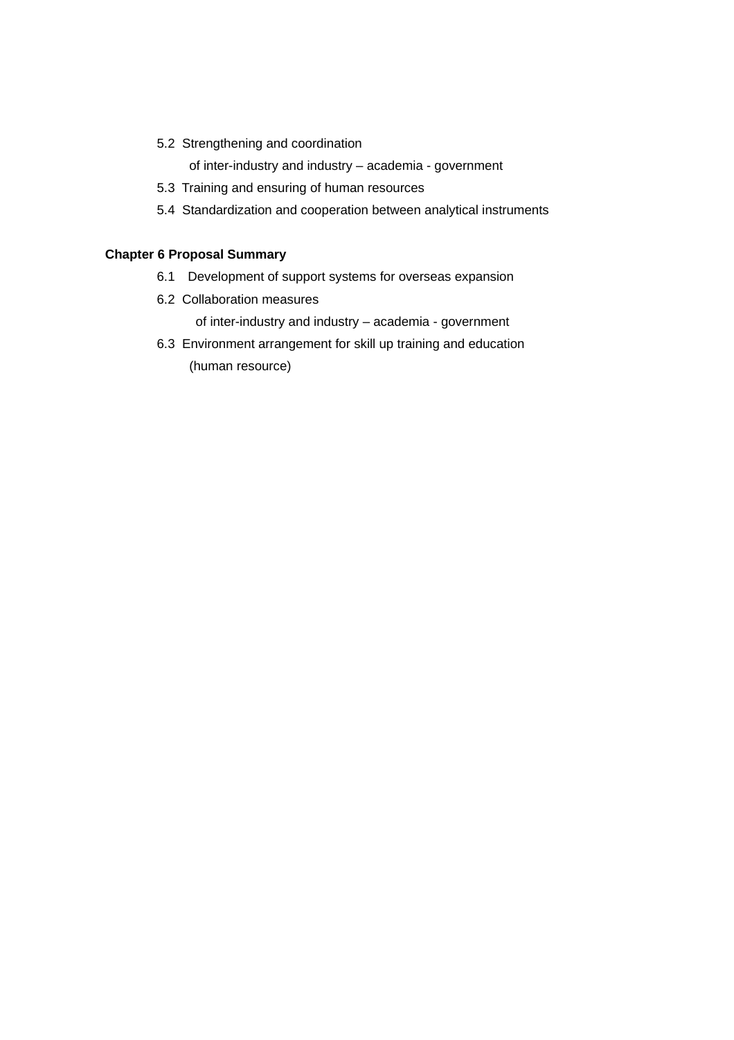5.2 Strengthening and coordination
of inter-industry and industry – academia - government

5.3 Training and ensuring of human resources

5.4 Standardization and cooperation between analytical instruments

**Chapter 6 Proposal Summary**

6.1 Development of support systems for overseas expansion

6.2 Collaboration measures
of inter-industry and industry – academia - government

6.3 Environment arrangement for skill up training and education
(human resource)